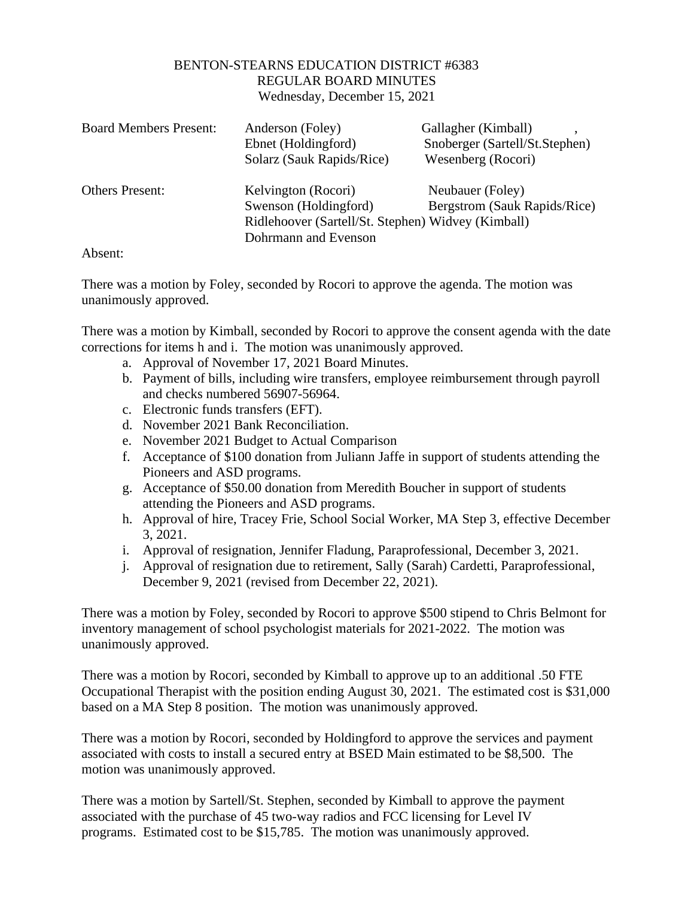BENTON-STEARNS EDUCATION DISTRICT #6383
REGULAR BOARD MINUTES
Wednesday, December 15, 2021

| | | |
|---|---|---|
| Board Members Present: | Anderson (Foley) | Gallagher (Kimball) , |
| | Ebnet (Holdingford) | Snoberger (Sartell/St.Stephen) |
| | Solarz (Sauk Rapids/Rice) | Wesenberg (Rocori) |
| Others Present: | Kelvington (Rocori) | Neubauer (Foley) |
| | Swenson (Holdingford) | Bergstrom (Sauk Rapids/Rice) |
| | Ridlehoover (Sartell/St. Stephen) | Widvey (Kimball) |
| | Dohrmann and Evenson | |
| Absent: | | |

There was a motion by Foley, seconded by Rocori to approve the agenda. The motion was unanimously approved.

There was a motion by Kimball, seconded by Rocori to approve the consent agenda with the date corrections for items h and i. The motion was unanimously approved.

a. Approval of November 17, 2021 Board Minutes.
b. Payment of bills, including wire transfers, employee reimbursement through payroll and checks numbered 56907-56964.
c. Electronic funds transfers (EFT).
d. November 2021 Bank Reconciliation.
e. November 2021 Budget to Actual Comparison
f. Acceptance of $100 donation from Juliann Jaffe in support of students attending the Pioneers and ASD programs.
g. Acceptance of $50.00 donation from Meredith Boucher in support of students attending the Pioneers and ASD programs.
h. Approval of hire, Tracey Frie, School Social Worker, MA Step 3, effective December 3, 2021.
i. Approval of resignation, Jennifer Fladung, Paraprofessional, December 3, 2021.
j. Approval of resignation due to retirement, Sally (Sarah) Cardetti, Paraprofessional, December 9, 2021 (revised from December 22, 2021).

There was a motion by Foley, seconded by Rocori to approve $500 stipend to Chris Belmont for inventory management of school psychologist materials for 2021-2022. The motion was unanimously approved.

There was a motion by Rocori, seconded by Kimball to approve up to an additional .50 FTE Occupational Therapist with the position ending August 30, 2021. The estimated cost is $31,000 based on a MA Step 8 position. The motion was unanimously approved.

There was a motion by Rocori, seconded by Holdingford to approve the services and payment associated with costs to install a secured entry at BSED Main estimated to be $8,500. The motion was unanimously approved.

There was a motion by Sartell/St. Stephen, seconded by Kimball to approve the payment associated with the purchase of 45 two-way radios and FCC licensing for Level IV programs. Estimated cost to be $15,785. The motion was unanimously approved.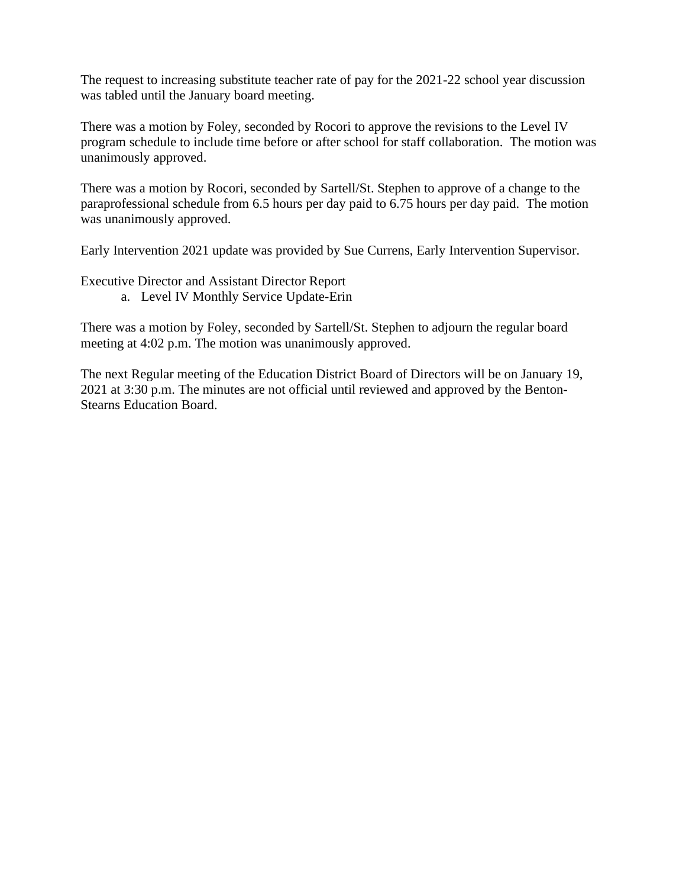The request to increasing substitute teacher rate of pay for the 2021-22 school year discussion was tabled until the January board meeting.

There was a motion by Foley, seconded by Rocori to approve the revisions to the Level IV program schedule to include time before or after school for staff collaboration. The motion was unanimously approved.

There was a motion by Rocori, seconded by Sartell/St. Stephen to approve of a change to the paraprofessional schedule from 6.5 hours per day paid to 6.75 hours per day paid. The motion was unanimously approved.

Early Intervention 2021 update was provided by Sue Currens, Early Intervention Supervisor.

Executive Director and Assistant Director Report

a. Level IV Monthly Service Update-Erin

There was a motion by Foley, seconded by Sartell/St. Stephen to adjourn the regular board meeting at 4:02 p.m. The motion was unanimously approved.

The next Regular meeting of the Education District Board of Directors will be on January 19, 2021 at 3:30 p.m. The minutes are not official until reviewed and approved by the Benton-Stearns Education Board.